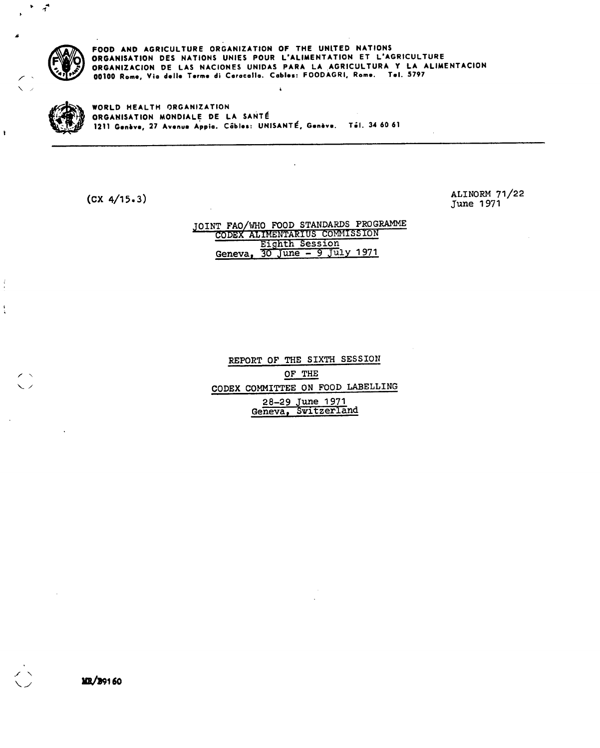FOOD AND AGRICULTURE ORGANIZATION OF THE UNITED NATIONS
ORGANISATION DES NATIONS UNIES POUR L'ALIMENTATION ET L'AGRICULTURE
ORGANIZACION DE LAS NACIONES UNIDAS PARA LA AGRICULTURA Y LA ALIMENTACION
00100 Rome, Via delle Terme di Caracalla. Cables: FOODAGRI, Rome. Tel. 5797

WORLD HEALTH ORGANIZATION
ORGANISATION MONDIALE DE LA SANTÉ
1211 Genève, 27 Avenue Appia. Câbles: UNISANTÉ, Genève. Tél. 34 60 61

(CX 4/15.3)

ALINORM 71/22
June 1971

JOINT FAO/WHO FOOD STANDARDS PROGRAMME
CODEX ALIMENTARIUS COMMISSION
Eighth Session
Geneva, 30 June - 9 July 1971

# REPORT OF THE SIXTH SESSION OF THE CODEX COMMITTEE ON FOOD LABELLING

28-29 June 1971
Geneva, Switzerland

MR/B9160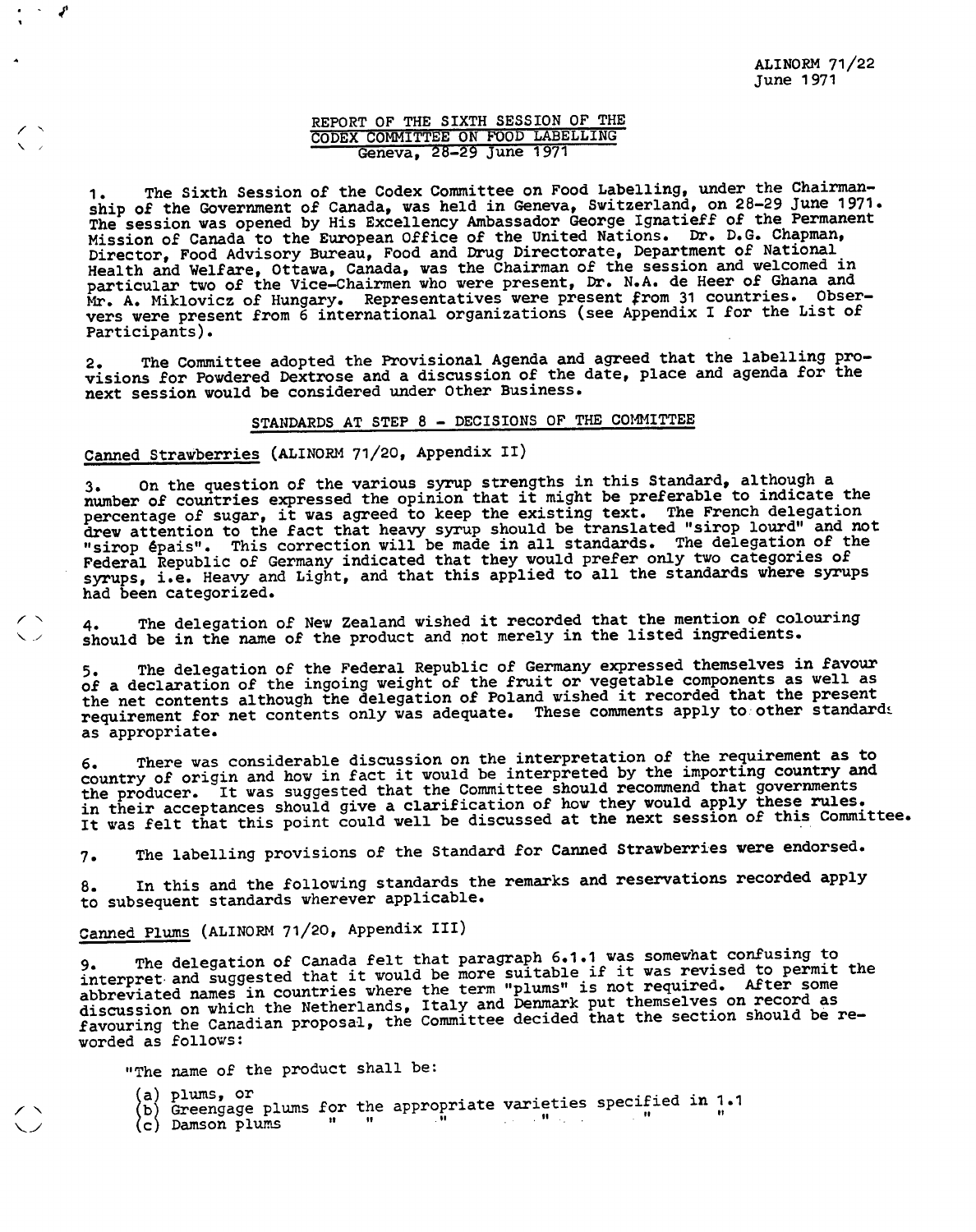ALINORM 71/22
June 1971

## REPORT OF THE SIXTH SESSION OF THE CODEX COMMITTEE ON FOOD LABELLING
Geneva, 28-29 June 1971

1. The Sixth Session of the Codex Committee on Food Labelling, under the Chairmanship of the Government of Canada, was held in Geneva, Switzerland, on 28-29 June 1971. The session was opened by His Excellency Ambassador George Ignatieff of the Permanent Mission of Canada to the European Office of the United Nations. Dr. D.G. Chapman, Director, Food Advisory Bureau, Food and Drug Directorate, Department of National Health and Welfare, Ottawa, Canada, was the Chairman of the session and welcomed in particular two of the Vice-Chairmen who were present, Dr. N.A. de Heer of Ghana and Mr. A. Miklovicz of Hungary. Representatives were present from 31 countries. Observers were present from 6 international organizations (see Appendix I for the List of Participants).

2. The Committee adopted the Provisional Agenda and agreed that the labelling provisions for Powdered Dextrose and a discussion of the date, place and agenda for the next session would be considered under Other Business.

### STANDARDS AT STEP 8 - DECISIONS OF THE COMMITTEE

#### Canned Strawberries (ALINORM 71/20, Appendix II)

3. On the question of the various syrup strengths in this Standard, although a number of countries expressed the opinion that it might be preferable to indicate the percentage of sugar, it was agreed to keep the existing text. The French delegation drew attention to the fact that heavy syrup should be translated "sirop lourd" and not "sirop épais". This correction will be made in all standards. The delegation of the Federal Republic of Germany indicated that they would prefer only two categories of syrups, i.e. Heavy and Light, and that this applied to all the standards where syrups had been categorized.

4. The delegation of New Zealand wished it recorded that the mention of colouring should be in the name of the product and not merely in the listed ingredients.

5. The delegation of the Federal Republic of Germany expressed themselves in favour of a declaration of the ingoing weight of the fruit or vegetable components as well as the net contents although the delegation of Poland wished it recorded that the present requirement for net contents only was adequate. These comments apply to other standards as appropriate.

6. There was considerable discussion on the interpretation of the requirement as to country of origin and how in fact it would be interpreted by the importing country and the producer. It was suggested that the Committee should recommend that governments in their acceptances should give a clarification of how they would apply these rules. It was felt that this point could well be discussed at the next session of this Committee.

7. The labelling provisions of the Standard for Canned Strawberries were endorsed.

8. In this and the following standards the remarks and reservations recorded apply to subsequent standards wherever applicable.

#### Canned Plums (ALINORM 71/20, Appendix III)

9. The delegation of Canada felt that paragraph 6.1.1 was somewhat confusing to interpret and suggested that it would be more suitable if it was revised to permit the abbreviated names in countries where the term "plums" is not required. After some discussion on which the Netherlands, Italy and Denmark put themselves on record as favouring the Canadian proposal, the Committee decided that the section should be reworded as follows:

"The name of the product shall be:

(a) plums, or
(b) Greengage plums for the appropriate varieties specified in 1.1
(c) Damson plums " " " " " "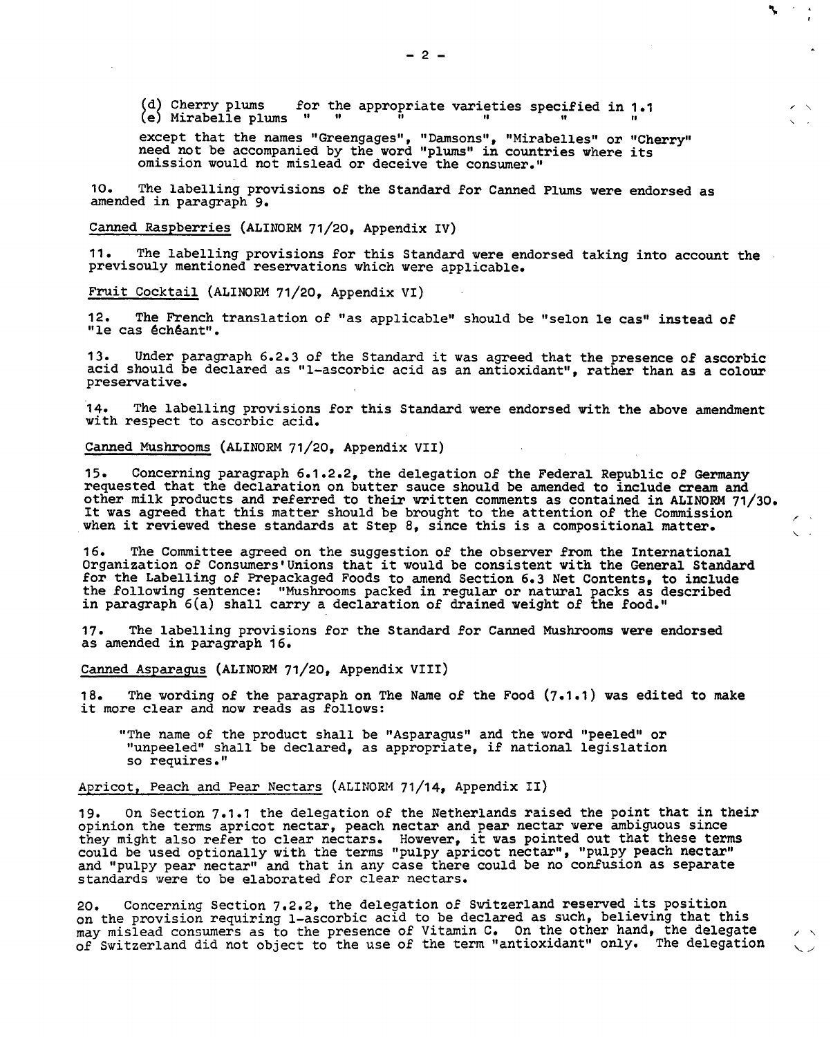(d) Cherry plums for the appropriate varieties specified in 1.1
(e) Mirabelle plums " " " " "

except that the names "Greengages", "Damsons", "Mirabelles" or "Cherry" need not be accompanied by the word "plums" in countries where its omission would not mislead or deceive the consumer."

10. The labelling provisions of the Standard for Canned Plums were endorsed as amended in paragraph 9.

Canned Raspberries (ALINORM 71/20, Appendix IV)

11. The labelling provisions for this Standard were endorsed taking into account the previsouly mentioned reservations which were applicable.

Fruit Cocktail (ALINORM 71/20, Appendix VI)

12. The French translation of "as applicable" should be "selon le cas" instead of "le cas échéant".

13. Under paragraph 6.2.3 of the Standard it was agreed that the presence of ascorbic acid should be declared as "l-ascorbic acid as an antioxidant", rather than as a colour preservative.

14. The labelling provisions for this Standard were endorsed with the above amendment with respect to ascorbic acid.

Canned Mushrooms (ALINORM 71/20, Appendix VII)

15. Concerning paragraph 6.1.2.2, the delegation of the Federal Republic of Germany requested that the declaration on butter sauce should be amended to include cream and other milk products and referred to their written comments as contained in ALINORM 71/30. It was agreed that this matter should be brought to the attention of the Commission when it reviewed these standards at Step 8, since this is a compositional matter.

16. The Committee agreed on the suggestion of the observer from the International Organization of Consumers'Unions that it would be consistent with the General Standard for the Labelling of Prepackaged Foods to amend Section 6.3 Net Contents, to include the following sentence: "Mushrooms packed in regular or natural packs as described in paragraph 6(a) shall carry a declaration of drained weight of the food."

17. The labelling provisions for the Standard for Canned Mushrooms were endorsed as amended in paragraph 16.

Canned Asparagus (ALINORM 71/20, Appendix VIII)

18. The wording of the paragraph on The Name of the Food (7.1.1) was edited to make it more clear and now reads as follows:

> "The name of the product shall be "Asparagus" and the word "peeled" or "unpeeled" shall be declared, as appropriate, if national legislation so requires."

Apricot, Peach and Pear Nectars (ALINORM 71/14, Appendix II)

19. On Section 7.1.1 the delegation of the Netherlands raised the point that in their opinion the terms apricot nectar, peach nectar and pear nectar were ambiguous since they might also refer to clear nectars. However, it was pointed out that these terms could be used optionally with the terms "pulpy apricot nectar", "pulpy peach nectar" and "pulpy pear nectar" and that in any case there could be no confusion as separate standards were to be elaborated for clear nectars.

20. Concerning Section 7.2.2, the delegation of Switzerland reserved its position on the provision requiring l-ascorbic acid to be declared as such, believing that this may mislead consumers as to the presence of Vitamin C. On the other hand, the delegate of Switzerland did not object to the use of the term "antioxidant" only. The delegation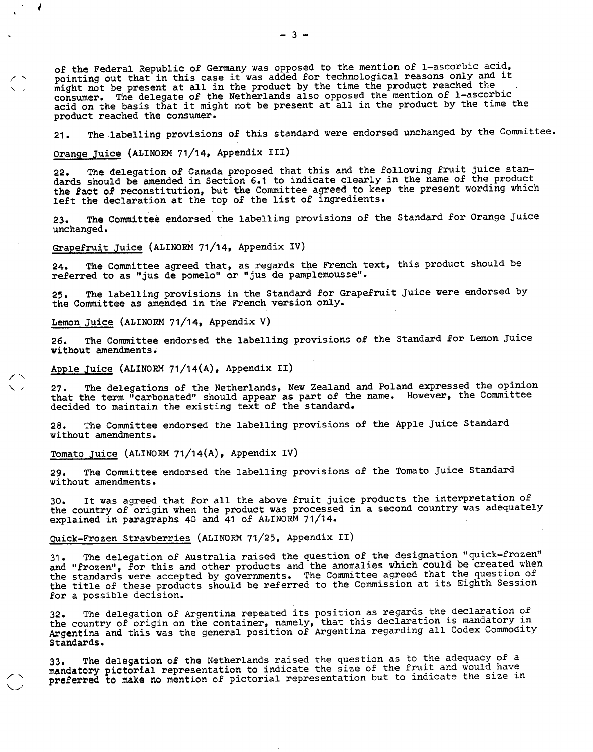of the Federal Republic of Germany was opposed to the mention of l-ascorbic acid, pointing out that in this case it was added for technological reasons only and it might not be present at all in the product by the time the product reached the consumer. The delegate of the Netherlands also opposed the mention of l-ascorbic acid on the basis that it might not be present at all in the product by the time the product reached the consumer.

21. The labelling provisions of this standard were endorsed unchanged by the Committee.

Orange Juice (ALINORM 71/14, Appendix III)

22. The delegation of Canada proposed that this and the following fruit juice standards should be amended in Section 6.1 to indicate clearly in the name of the product the fact of reconstitution, but the Committee agreed to keep the present wording which left the declaration at the top of the list of ingredients.

23. The Committee endorsed the labelling provisions of the Standard for Orange Juice unchanged.

Grapefruit Juice (ALINORM 71/14, Appendix IV)

24. The Committee agreed that, as regards the French text, this product should be referred to as "jus de pomelo" or "jus de pamplemousse".

25. The labelling provisions in the Standard for Grapefruit Juice were endorsed by the Committee as amended in the French version only.

Lemon Juice (ALINORM 71/14, Appendix V)

26. The Committee endorsed the labelling provisions of the Standard for Lemon Juice without amendments.

Apple Juice (ALINORM 71/14(A), Appendix II)

27. The delegations of the Netherlands, New Zealand and Poland expressed the opinion that the term "carbonated" should appear as part of the name. However, the Committee decided to maintain the existing text of the standard.

28. The Committee endorsed the labelling provisions of the Apple Juice Standard without amendments.

Tomato Juice (ALINORM 71/14(A), Appendix IV)

29. The Committee endorsed the labelling provisions of the Tomato Juice Standard without amendments.

30. It was agreed that for all the above fruit juice products the interpretation of the country of origin when the product was processed in a second country was adequately explained in paragraphs 40 and 41 of ALINORM 71/14.

Quick-Frozen Strawberries (ALINORM 71/25, Appendix II)

31. The delegation of Australia raised the question of the designation "quick-frozen" and "frozen", for this and other products and the anomalies which could be created when the standards were accepted by governments. The Committee agreed that the question of the title of these products should be referred to the Commission at its Eighth Session for a possible decision.

32. The delegation of Argentina repeated its position as regards the declaration of the country of origin on the container, namely, that this declaration is mandatory in Argentina and this was the general position of Argentina regarding all Codex Commodity Standards.

33. The delegation of the Netherlands raised the question as to the adequacy of a mandatory pictorial representation to indicate the size of the fruit and would have preferred to make no mention of pictorial representation but to indicate the size in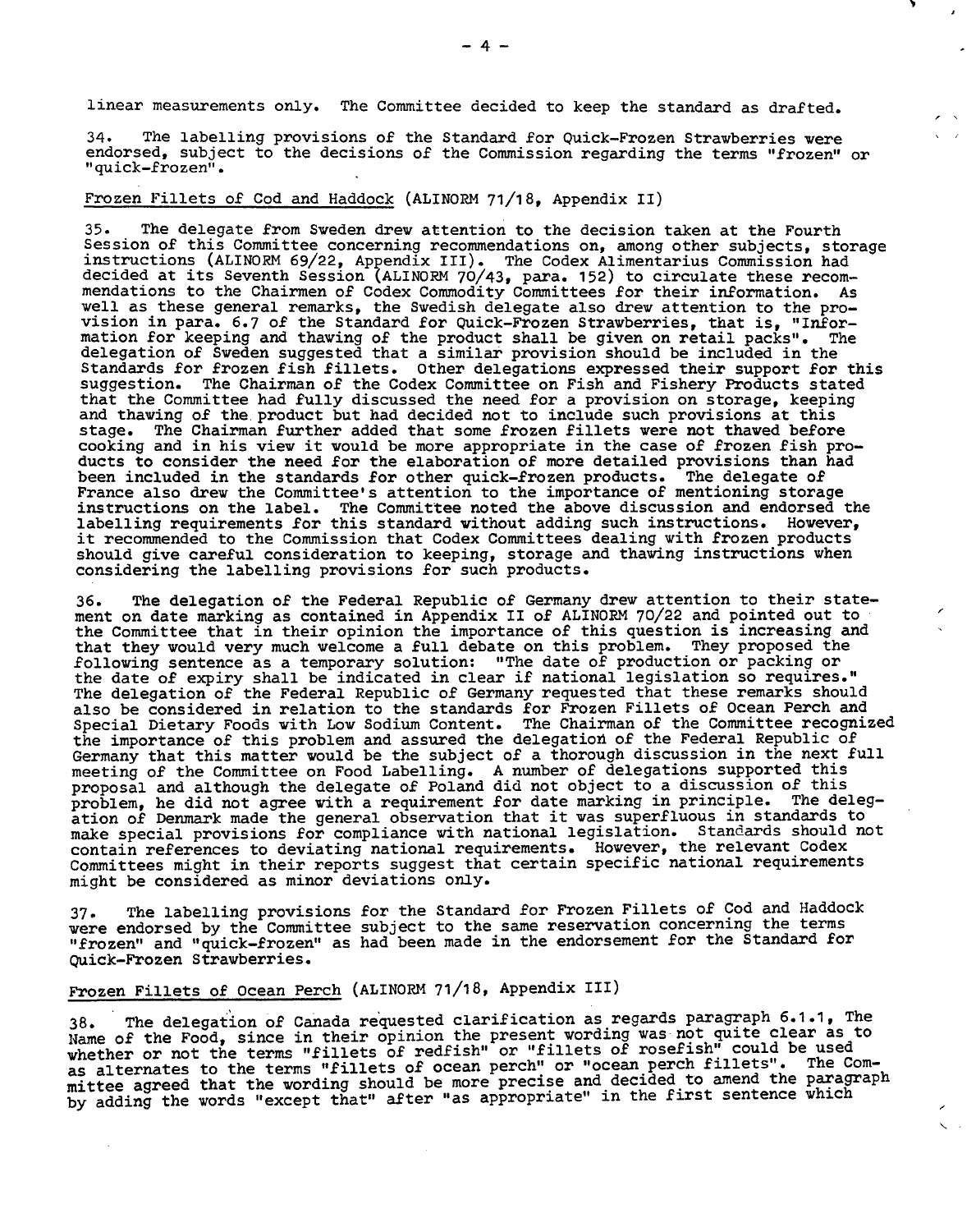linear measurements only. The Committee decided to keep the standard as drafted.

34. The labelling provisions of the Standard for Quick-Frozen Strawberries were endorsed, subject to the decisions of the Commission regarding the terms "frozen" or "quick-frozen".

Frozen Fillets of Cod and Haddock (ALINORM 71/18, Appendix II)

35. The delegate from Sweden drew attention to the decision taken at the Fourth Session of this Committee concerning recommendations on, among other subjects, storage instructions (ALINORM 69/22, Appendix III). The Codex Alimentarius Commission had decided at its Seventh Session (ALINORM 70/43, para. 152) to circulate these recommendations to the Chairmen of Codex Commodity Committees for their information. As well as these general remarks, the Swedish delegate also drew attention to the provision in para. 6.7 of the Standard for Quick-Frozen Strawberries, that is, "Information for keeping and thawing of the product shall be given on retail packs". The delegation of Sweden suggested that a similar provision should be included in the Standards for frozen fish fillets. Other delegations expressed their support for this suggestion. The Chairman of the Codex Committee on Fish and Fishery Products stated that the Committee had fully discussed the need for a provision on storage, keeping and thawing of the product but had decided not to include such provisions at this stage. The Chairman further added that some frozen fillets were not thawed before cooking and in his view it would be more appropriate in the case of frozen fish products to consider the need for the elaboration of more detailed provisions than had been included in the standards for other quick-frozen products. The delegate of France also drew the Committee's attention to the importance of mentioning storage instructions on the label. The Committee noted the above discussion and endorsed the labelling requirements for this standard without adding such instructions. However, it recommended to the Commission that Codex Committees dealing with frozen products should give careful consideration to keeping, storage and thawing instructions when considering the labelling provisions for such products.

36. The delegation of the Federal Republic of Germany drew attention to their statement on date marking as contained in Appendix II of ALINORM 70/22 and pointed out to the Committee that in their opinion the importance of this question is increasing and that they would very much welcome a full debate on this problem. They proposed the following sentence as a temporary solution: "The date of production or packing or the date of expiry shall be indicated in clear if national legislation so requires." The delegation of the Federal Republic of Germany requested that these remarks should also be considered in relation to the standards for Frozen Fillets of Ocean Perch and Special Dietary Foods with Low Sodium Content. The Chairman of the Committee recognized the importance of this problem and assured the delegation of the Federal Republic of Germany that this matter would be the subject of a thorough discussion in the next full meeting of the Committee on Food Labelling. A number of delegations supported this proposal and although the delegate of Poland did not object to a discussion of this problem, he did not agree with a requirement for date marking in principle. The delegation of Denmark made the general observation that it was superfluous in standards to make special provisions for compliance with national legislation. Standards should not contain references to deviating national requirements. However, the relevant Codex Committees might in their reports suggest that certain specific national requirements might be considered as minor deviations only.

37. The labelling provisions for the Standard for Frozen Fillets of Cod and Haddock were endorsed by the Committee subject to the same reservation concerning the terms "frozen" and "quick-frozen" as had been made in the endorsement for the Standard for Quick-Frozen Strawberries.

Frozen Fillets of Ocean Perch (ALINORM 71/18, Appendix III)

38. The delegation of Canada requested clarification as regards paragraph 6.1.1, The Name of the Food, since in their opinion the present wording was not quite clear as to whether or not the terms "fillets of redfish" or "fillets of rosefish" could be used as alternates to the terms "fillets of ocean perch" or "ocean perch fillets". The Committee agreed that the wording should be more precise and decided to amend the paragraph by adding the words "except that" after "as appropriate" in the first sentence which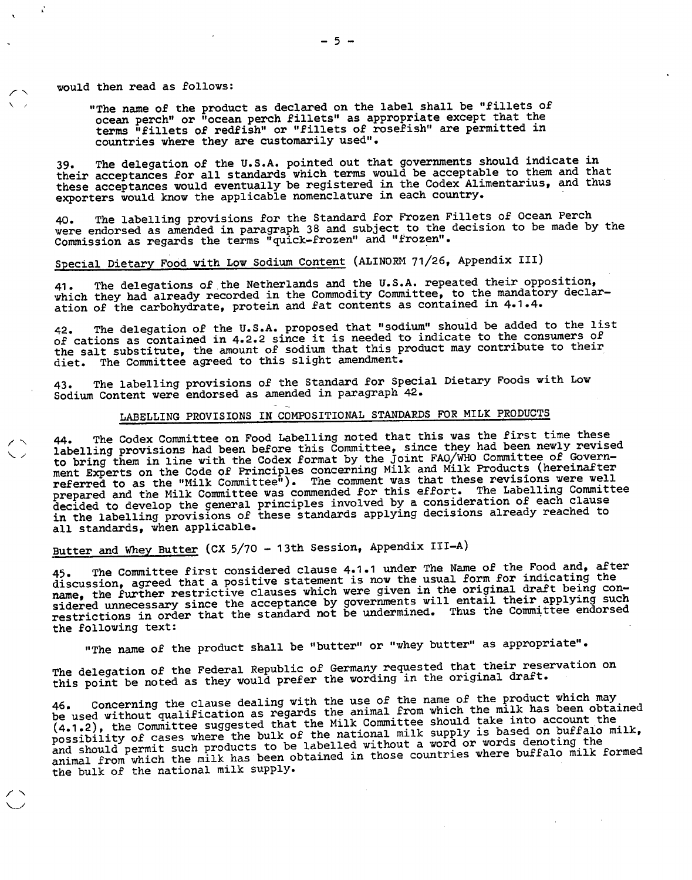would then read as follows:

> "The name of the product as declared on the label shall be "fillets of ocean perch" or "ocean perch fillets" as appropriate except that the terms "fillets of redfish" or "fillets of rosefish" are permitted in countries where they are customarily used".

39. The delegation of the U.S.A. pointed out that governments should indicate in their acceptances for all standards which terms would be acceptable to them and that these acceptances would eventually be registered in the Codex Alimentarius, and thus exporters would know the applicable nomenclature in each country.

40. The labelling provisions for the Standard for Frozen Fillets of Ocean Perch were endorsed as amended in paragraph 38 and subject to the decision to be made by the Commission as regards the terms "quick-frozen" and "frozen".

Special Dietary Food with Low Sodium Content (ALINORM 71/26, Appendix III)

41. The delegations of the Netherlands and the U.S.A. repeated their opposition, which they had already recorded in the Commodity Committee, to the mandatory declaration of the carbohydrate, protein and fat contents as contained in 4.1.4.

42. The delegation of the U.S.A. proposed that "sodium" should be added to the list of cations as contained in 4.2.2 since it is needed to indicate to the consumers of the salt substitute, the amount of sodium that this product may contribute to their diet. The Committee agreed to this slight amendment.

43. The labelling provisions of the Standard for Special Dietary Foods with Low Sodium Content were endorsed as amended in paragraph 42.

## LABELLING PROVISIONS IN COMPOSITIONAL STANDARDS FOR MILK PRODUCTS

44. The Codex Committee on Food Labelling noted that this was the first time these labelling provisions had been before this Committee, since they had been newly revised to bring them in line with the Codex format by the Joint FAO/WHO Committee of Government Experts on the Code of Principles concerning Milk and Milk Products (hereinafter referred to as the "Milk Committee"). The comment was that these revisions were well prepared and the Milk Committee was commended for this effort. The Labelling Committee decided to develop the general principles involved by a consideration of each clause in the labelling provisions of these standards applying decisions already reached to all standards, when applicable.

Butter and Whey Butter (CX 5/70 - 13th Session, Appendix III-A)

45. The Committee first considered clause 4.1.1 under The Name of the Food and, after discussion, agreed that a positive statement is now the usual form for indicating the name, the further restrictive clauses which were given in the original draft being considered unnecessary since the acceptance by governments will entail their applying such restrictions in order that the standard not be undermined. Thus the Committee endorsed the following text:

> "The name of the product shall be "butter" or "whey butter" as appropriate".

The delegation of the Federal Republic of Germany requested that their reservation on this point be noted as they would prefer the wording in the original draft.

46. Concerning the clause dealing with the use of the name of the product which may be used without qualification as regards the animal from which the milk has been obtained (4.1.2), the Committee suggested that the Milk Committee should take into account the possibility of cases where the bulk of the national milk supply is based on buffalo milk, and should permit such products to be labelled without a word or words denoting the animal from which the milk has been obtained in those countries where buffalo milk formed the bulk of the national milk supply.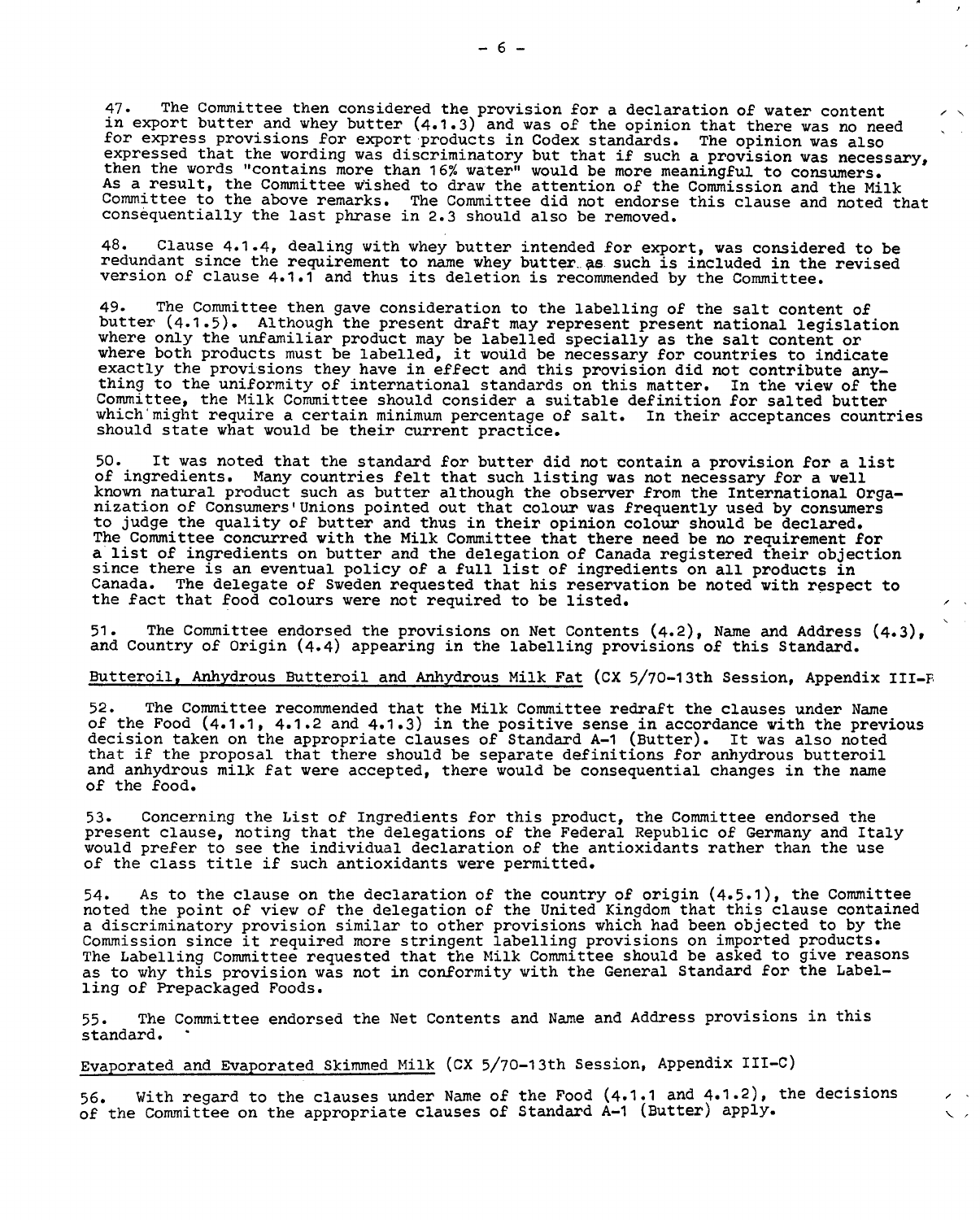47. The Committee then considered the provision for a declaration of water content in export butter and whey butter (4.1.3) and was of the opinion that there was no need for express provisions for export products in Codex standards. The opinion was also expressed that the wording was discriminatory but that if such a provision was necessary, then the words "contains more than 16% water" would be more meaningful to consumers. As a result, the Committee wished to draw the attention of the Commission and the Milk Committee to the above remarks. The Committee did not endorse this clause and noted that consequentially the last phrase in 2.3 should also be removed.

48. Clause 4.1.4, dealing with whey butter intended for export, was considered to be redundant since the requirement to name whey butter as such is included in the revised version of clause 4.1.1 and thus its deletion is recommended by the Committee.

49. The Committee then gave consideration to the labelling of the salt content of butter (4.1.5). Although the present draft may represent present national legislation where only the unfamiliar product may be labelled specially as the salt content or where both products must be labelled, it would be necessary for countries to indicate exactly the provisions they have in effect and this provision did not contribute anything to the uniformity of international standards on this matter. In the view of the Committee, the Milk Committee should consider a suitable definition for salted butter which might require a certain minimum percentage of salt. In their acceptances countries should state what would be their current practice.

50. It was noted that the standard for butter did not contain a provision for a list of ingredients. Many countries felt that such listing was not necessary for a well known natural product such as butter although the observer from the International Organization of Consumers'Unions pointed out that colour was frequently used by consumers to judge the quality of butter and thus in their opinion colour should be declared. The Committee concurred with the Milk Committee that there need be no requirement for a list of ingredients on butter and the delegation of Canada registered their objection since there is an eventual policy of a full list of ingredients on all products in Canada. The delegate of Sweden requested that his reservation be noted with respect to the fact that food colours were not required to be listed.

51. The Committee endorsed the provisions on Net Contents (4.2), Name and Address (4.3), and Country of Origin (4.4) appearing in the labelling provisions of this Standard.

Butteroil, Anhydrous Butteroil and Anhydrous Milk Fat (CX 5/70-13th Session, Appendix III-B

52. The Committee recommended that the Milk Committee redraft the clauses under Name of the Food (4.1.1, 4.1.2 and 4.1.3) in the positive sense in accordance with the previous decision taken on the appropriate clauses of Standard A-1 (Butter). It was also noted that if the proposal that there should be separate definitions for anhydrous butteroil and anhydrous milk fat were accepted, there would be consequential changes in the name of the food.

53. Concerning the List of Ingredients for this product, the Committee endorsed the present clause, noting that the delegations of the Federal Republic of Germany and Italy would prefer to see the individual declaration of the antioxidants rather than the use of the class title if such antioxidants were permitted.

54. As to the clause on the declaration of the country of origin (4.5.1), the Committee noted the point of view of the delegation of the United Kingdom that this clause contained a discriminatory provision similar to other provisions which had been objected to by the Commission since it required more stringent labelling provisions on imported products. The Labelling Committee requested that the Milk Committee should be asked to give reasons as to why this provision was not in conformity with the General Standard for the Labelling of Prepackaged Foods.

55. The Committee endorsed the Net Contents and Name and Address provisions in this standard.

Evaporated and Evaporated Skimmed Milk (CX 5/70-13th Session, Appendix III-C)

56. With regard to the clauses under Name of the Food (4.1.1 and 4.1.2), the decisions of the Committee on the appropriate clauses of Standard A-1 (Butter) apply.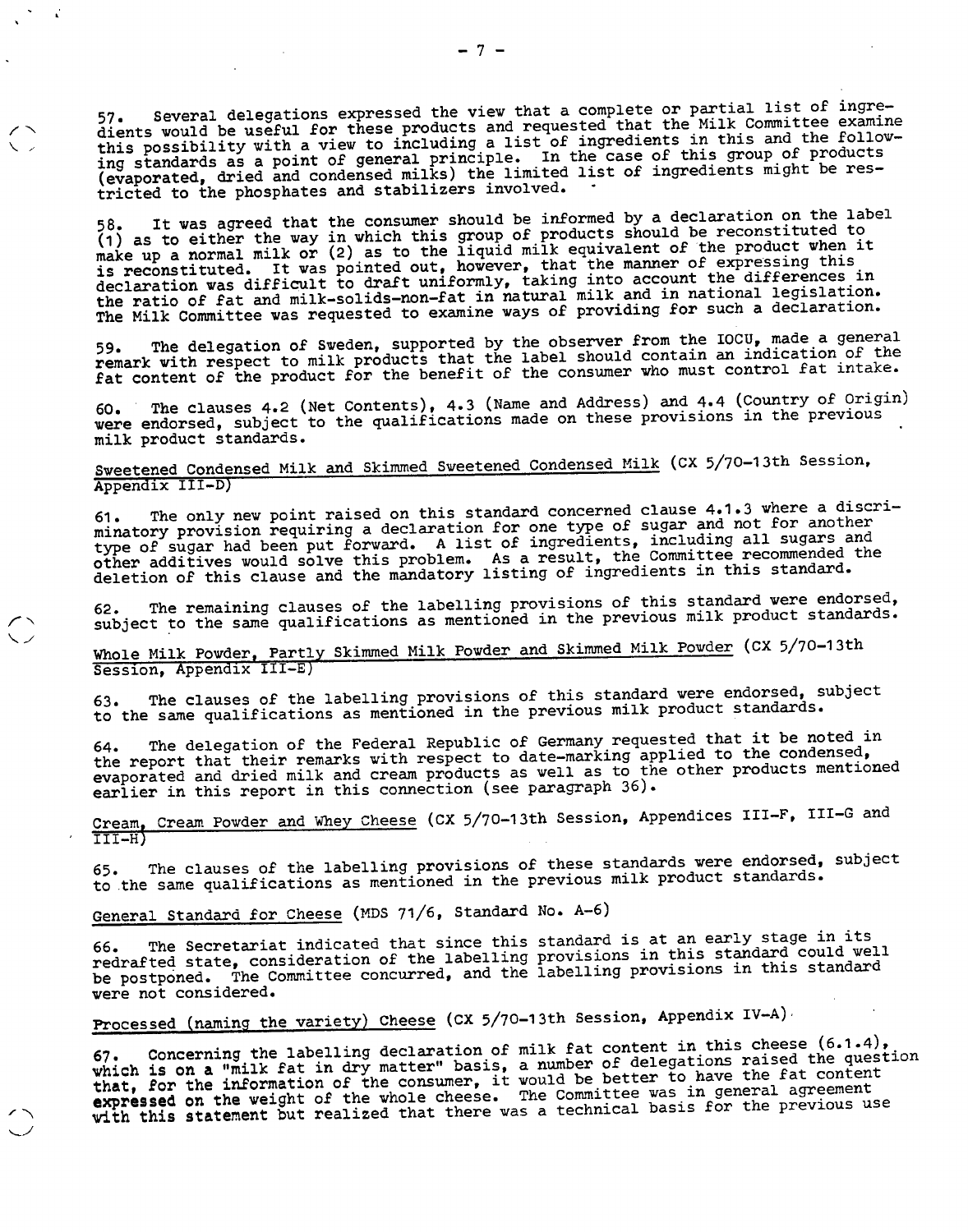57. Several delegations expressed the view that a complete or partial list of ingredients would be useful for these products and requested that the Milk Committee examine this possibility with a view to including a list of ingredients in this and the following standards as a point of general principle. In the case of this group of products (evaporated, dried and condensed milks) the limited list of ingredients might be restricted to the phosphates and stabilizers involved.

58. It was agreed that the consumer should be informed by a declaration on the label (1) as to either the way in which this group of products should be reconstituted to make up a normal milk or (2) as to the liquid milk equivalent of the product when it is reconstituted. It was pointed out, however, that the manner of expressing this declaration was difficult to draft uniformly, taking into account the differences in the ratio of fat and milk-solids-non-fat in natural milk and in national legislation. The Milk Committee was requested to examine ways of providing for such a declaration.

59. The delegation of Sweden, supported by the observer from the IOCU, made a general remark with respect to milk products that the label should contain an indication of the fat content of the product for the benefit of the consumer who must control fat intake.

60. The clauses 4.2 (Net Contents), 4.3 (Name and Address) and 4.4 (Country of Origin) were endorsed, subject to the qualifications made on these provisions in the previous milk product standards.

<u>Sweetened Condensed Milk and Skimmed Sweetened Condensed Milk</u> (CX 5/70-13th Session, Appendix III-D)

61. The only new point raised on this standard concerned clause 4.1.3 where a discriminatory provision requiring a declaration for one type of sugar and not for another type of sugar had been put forward. A list of ingredients, including all sugars and other additives would solve this problem. As a result, the Committee recommended the deletion of this clause and the mandatory listing of ingredients in this standard.

62. The remaining clauses of the labelling provisions of this standard were endorsed, subject to the same qualifications as mentioned in the previous milk product standards.

<u>Whole Milk Powder, Partly Skimmed Milk Powder and Skimmed Milk Powder</u> (CX 5/70-13th Session, Appendix III-E)

63. The clauses of the labelling provisions of this standard were endorsed, subject to the same qualifications as mentioned in the previous milk product standards.

64. The delegation of the Federal Republic of Germany requested that it be noted in the report that their remarks with respect to date-marking applied to the condensed, evaporated and dried milk and cream products as well as to the other products mentioned earlier in this report in this connection (see paragraph 36).

<u>Cream, Cream Powder and Whey Cheese</u> (CX 5/70-13th Session, Appendices III-F, III-G and III-H)

65. The clauses of the labelling provisions of these standards were endorsed, subject to the same qualifications as mentioned in the previous milk product standards.

<u>General Standard for Cheese</u> (MDS 71/6, Standard No. A-6)

66. The Secretariat indicated that since this standard is at an early stage in its redrafted state, consideration of the labelling provisions in this standard could well be postponed. The Committee concurred, and the labelling provisions in this standard were not considered.

<u>Processed (naming the variety) Cheese</u> (CX 5/70-13th Session, Appendix IV-A)

67. Concerning the labelling declaration of milk fat content in this cheese (6.1.4), which is on a "milk fat in dry matter" basis, a number of delegations raised the question that, for the information of the consumer, it would be better to have the fat content expressed on the weight of the whole cheese. The Committee was in general agreement with this statement but realized that there was a technical basis for the previous use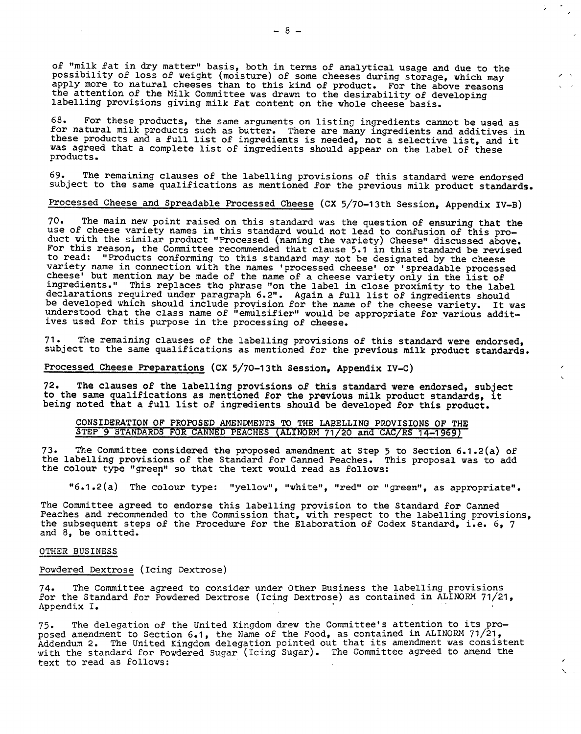of "milk fat in dry matter" basis, both in terms of analytical usage and due to the possibility of loss of weight (moisture) of some cheeses during storage, which may apply more to natural cheeses than to this kind of product. For the above reasons the attention of the Milk Committee was drawn to the desirability of developing labelling provisions giving milk fat content on the whole cheese basis.

68. For these products, the same arguments on listing ingredients cannot be used as for natural milk products such as butter. There are many ingredients and additives in these products and a full list of ingredients is needed, not a selective list, and it was agreed that a complete list of ingredients should appear on the label of these products.

69. The remaining clauses of the labelling provisions of this standard were endorsed subject to the same qualifications as mentioned for the previous milk product standards.

Processed Cheese and Spreadable Processed Cheese (CX 5/70-13th Session, Appendix IV-B)

70. The main new point raised on this standard was the question of ensuring that the use of cheese variety names in this standard would not lead to confusion of this product with the similar product "Processed (naming the variety) Cheese" discussed above. For this reason, the Committee recommended that clause 5.1 in this standard be revised to read: "Products conforming to this standard may not be designated by the cheese variety name in connection with the names 'processed cheese' or 'spreadable processed cheese' but mention may be made of the name of a cheese variety only in the list of ingredients." This replaces the phrase "on the label in close proximity to the label declarations required under paragraph 6.2". Again a full list of ingredients should be developed which should include provision for the name of the cheese variety. It was understood that the class name of "emulsifier" would be appropriate for various additives used for this purpose in the processing of cheese.

71. The remaining clauses of the labelling provisions of this standard were endorsed, subject to the same qualifications as mentioned for the previous milk product standards.

Processed Cheese Preparations (CX 5/70-13th Session, Appendix IV-C)

72. The clauses of the labelling provisions of this standard were endorsed, subject to the same qualifications as mentioned for the previous milk product standards, it being noted that a full list of ingredients should be developed for this product.

## CONSIDERATION OF PROPOSED AMENDMENTS TO THE LABELLING PROVISIONS OF THE STEP 9 STANDARDS FOR CANNED PEACHES (ALINORM 71/20 and CAC/RS 14-1969)

73. The Committee considered the proposed amendment at Step 5 to Section 6.1.2(a) of the labelling provisions of the Standard for Canned Peaches. This proposal was to add the colour type "green" so that the text would read as follows:

"6.1.2(a) The colour type: "yellow", "white", "red" or "green", as appropriate".

The Committee agreed to endorse this labelling provision to the Standard for Canned Peaches and recommended to the Commission that, with respect to the labelling provisions, the subsequent steps of the Procedure for the Elaboration of Codex Standard, i.e. 6, 7 and 8, be omitted.

## OTHER BUSINESS

Powdered Dextrose (Icing Dextrose)

74. The Committee agreed to consider under Other Business the labelling provisions for the Standard for Powdered Dextrose (Icing Dextrose) as contained in ALINORM 71/21, Appendix I.

75. The delegation of the United Kingdom drew the Committee's attention to its proposed amendment to Section 6.1, the Name of the Food, as contained in ALINORM 71/21, Addendum 2. The United Kingdom delegation pointed out that its amendment was consistent with the standard for Powdered Sugar (Icing Sugar). The Committee agreed to amend the text to read as follows: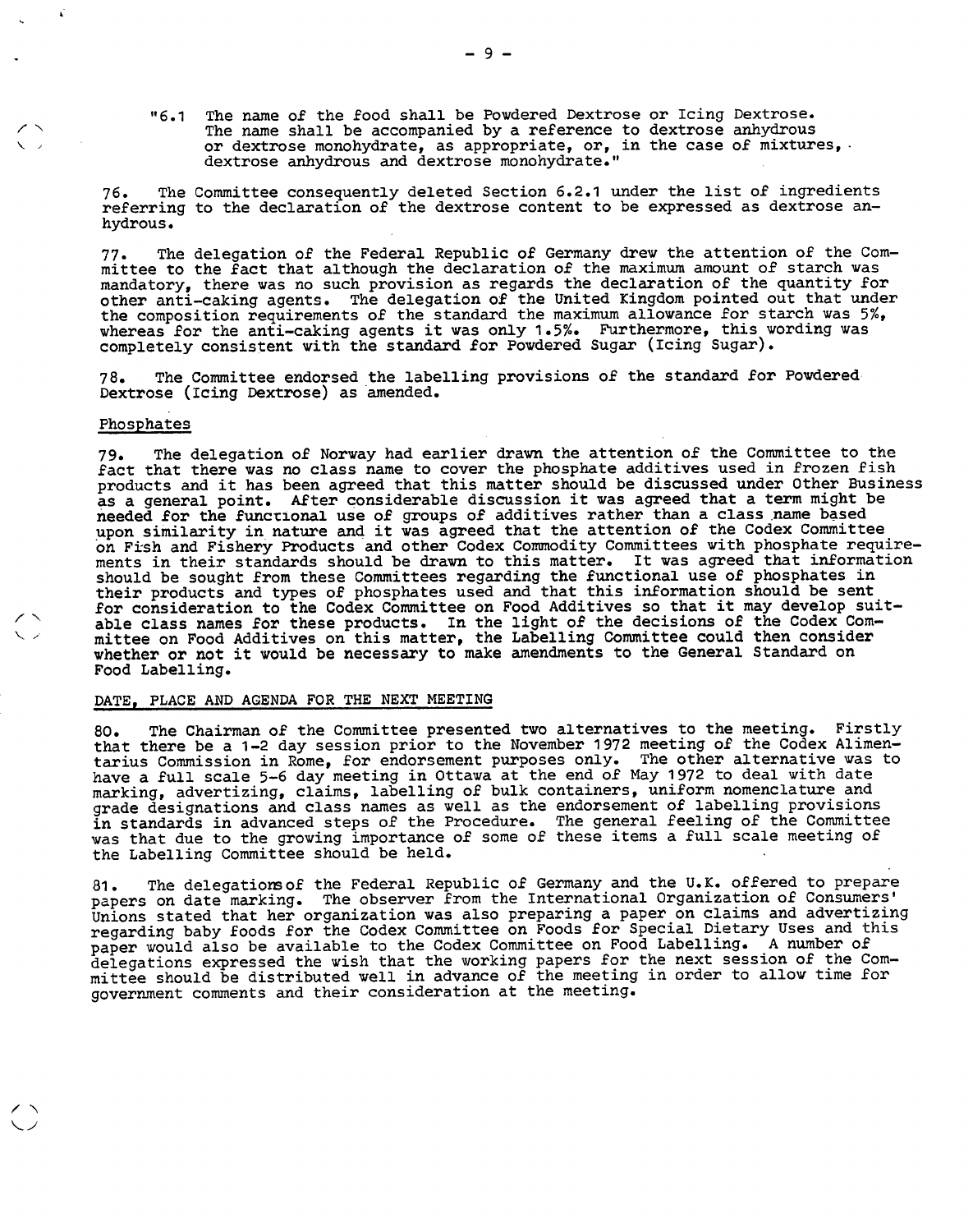"6.1 The name of the food shall be Powdered Dextrose or Icing Dextrose. The name shall be accompanied by a reference to dextrose anhydrous or dextrose monohydrate, as appropriate, or, in the case of mixtures, dextrose anhydrous and dextrose monohydrate."

76. The Committee consequently deleted Section 6.2.1 under the list of ingredients referring to the declaration of the dextrose content to be expressed as dextrose anhydrous.

77. The delegation of the Federal Republic of Germany drew the attention of the Committee to the fact that although the declaration of the maximum amount of starch was mandatory, there was no such provision as regards the declaration of the quantity for other anti-caking agents. The delegation of the United Kingdom pointed out that under the composition requirements of the standard the maximum allowance for starch was 5%, whereas for the anti-caking agents it was only 1.5%. Furthermore, this wording was completely consistent with the standard for Powdered Sugar (Icing Sugar).

78. The Committee endorsed the labelling provisions of the standard for Powdered Dextrose (Icing Dextrose) as amended.

## Phosphates

79. The delegation of Norway had earlier drawn the attention of the Committee to the fact that there was no class name to cover the phosphate additives used in frozen fish products and it has been agreed that this matter should be discussed under Other Business as a general point. After considerable discussion it was agreed that a term might be needed for the functional use of groups of additives rather than a class name based upon similarity in nature and it was agreed that the attention of the Codex Committee on Fish and Fishery Products and other Codex Commodity Committees with phosphate requirements in their standards should be drawn to this matter. It was agreed that information should be sought from these Committees regarding the functional use of phosphates in their products and types of phosphates used and that this information should be sent for consideration to the Codex Committee on Food Additives so that it may develop suitable class names for these products. In the light of the decisions of the Codex Committee on Food Additives on this matter, the Labelling Committee could then consider whether or not it would be necessary to make amendments to the General Standard on Food Labelling.

## DATE, PLACE AND AGENDA FOR THE NEXT MEETING

80. The Chairman of the Committee presented two alternatives to the meeting. Firstly that there be a 1-2 day session prior to the November 1972 meeting of the Codex Alimentarius Commission in Rome, for endorsement purposes only. The other alternative was to have a full scale 5-6 day meeting in Ottawa at the end of May 1972 to deal with date marking, advertizing, claims, labelling of bulk containers, uniform nomenclature and grade designations and class names as well as the endorsement of labelling provisions in standards in advanced steps of the Procedure. The general feeling of the Committee was that due to the growing importance of some of these items a full scale meeting of the Labelling Committee should be held.

81. The delegations of the Federal Republic of Germany and the U.K. offered to prepare papers on date marking. The observer from the International Organization of Consumers' Unions stated that her organization was also preparing a paper on claims and advertizing regarding baby foods for the Codex Committee on Foods for Special Dietary Uses and this paper would also be available to the Codex Committee on Food Labelling. A number of delegations expressed the wish that the working papers for the next session of the Committee should be distributed well in advance of the meeting in order to allow time for government comments and their consideration at the meeting.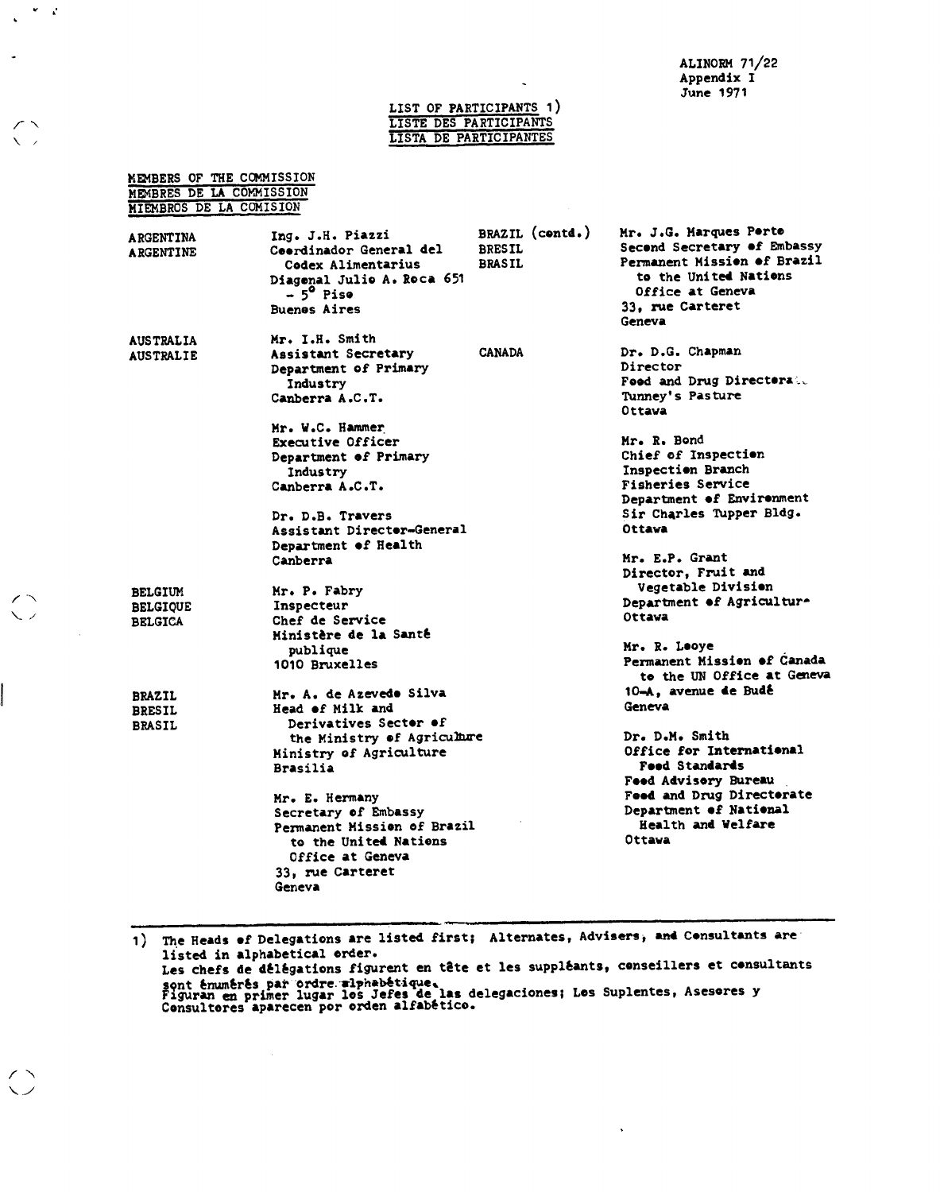ALINORM 71/22
Appendix I
June 1971

# LIST OF PARTICIPANTS 1)
# LISTE DES PARTICIPANTS
# LISTA DE PARTICIPANTES

## MEMBERS OF THE COMMISSION
## MEMBRES DE LA COMMISSION
## MIEMBROS DE LA COMISION

**ARGENTINA**
**ARGENTINE**

Ing. J.H. Piazzi
Coordinador General del Codex Alimentarius
Diagonal Julio A. Roca 651 - 5° Piso
Buenos Aires

**AUSTRALIA**
**AUSTRALIE**

Mr. I.H. Smith
Assistant Secretary
Department of Primary Industry
Canberra A.C.T.

Mr. W.C. Hammer
Executive Officer
Department of Primary Industry
Canberra A.C.T.

Dr. D.B. Travers
Assistant Director-General
Department of Health
Canberra

**BELGIUM**
**BELGIQUE**
**BELGICA**

Mr. P. Fabry
Inspecteur
Chef de Service
Ministère de la Santé publique
1010 Bruxelles

**BRAZIL**
**BRESIL**
**BRASIL**

Mr. A. de Azevedo Silva
Head of Milk and Derivatives Sector of the Ministry of Agriculture
Ministry of Agriculture
Brasilia

Mr. E. Hermany
Secretary of Embassy
Permanent Mission of Brazil to the United Nations Office at Geneva
33, rue Carteret
Geneva

**BRAZIL (contd.)**
**BRESIL**
**BRASIL**

Mr. J.G. Marques Porte
Second Secretary of Embassy
Permanent Mission of Brazil to the United Nations Office at Geneva
33, rue Carteret
Geneva

**CANADA**

Dr. D.G. Chapman
Director
Food and Drug Directorate
Tunney's Pasture
Ottawa

Mr. R. Bond
Chief of Inspection
Inspection Branch
Fisheries Service
Department of Environment
Sir Charles Tupper Bldg.
Ottawa

Mr. E.P. Grant
Director, Fruit and Vegetable Division
Department of Agriculture
Ottawa

Mr. R. Leoye
Permanent Mission of Canada to the UN Office at Geneva
10-A, avenue de Budé
Geneva

Dr. D.M. Smith
Office for International Food Standards
Food Advisory Bureau
Food and Drug Directorate
Department of National Health and Welfare
Ottawa

---

1) The Heads of Delegations are listed first; Alternates, Advisers, and Consultants are listed in alphabetical order.
Les chefs de délégations figurent en tête et les suppléants, conseillers et consultants sont énumérés par ordre alphabétique.
Figuran en primer lugar los Jefes de las delegaciones; Los Suplentes, Asesores y Consultores aparecen por orden alfabético.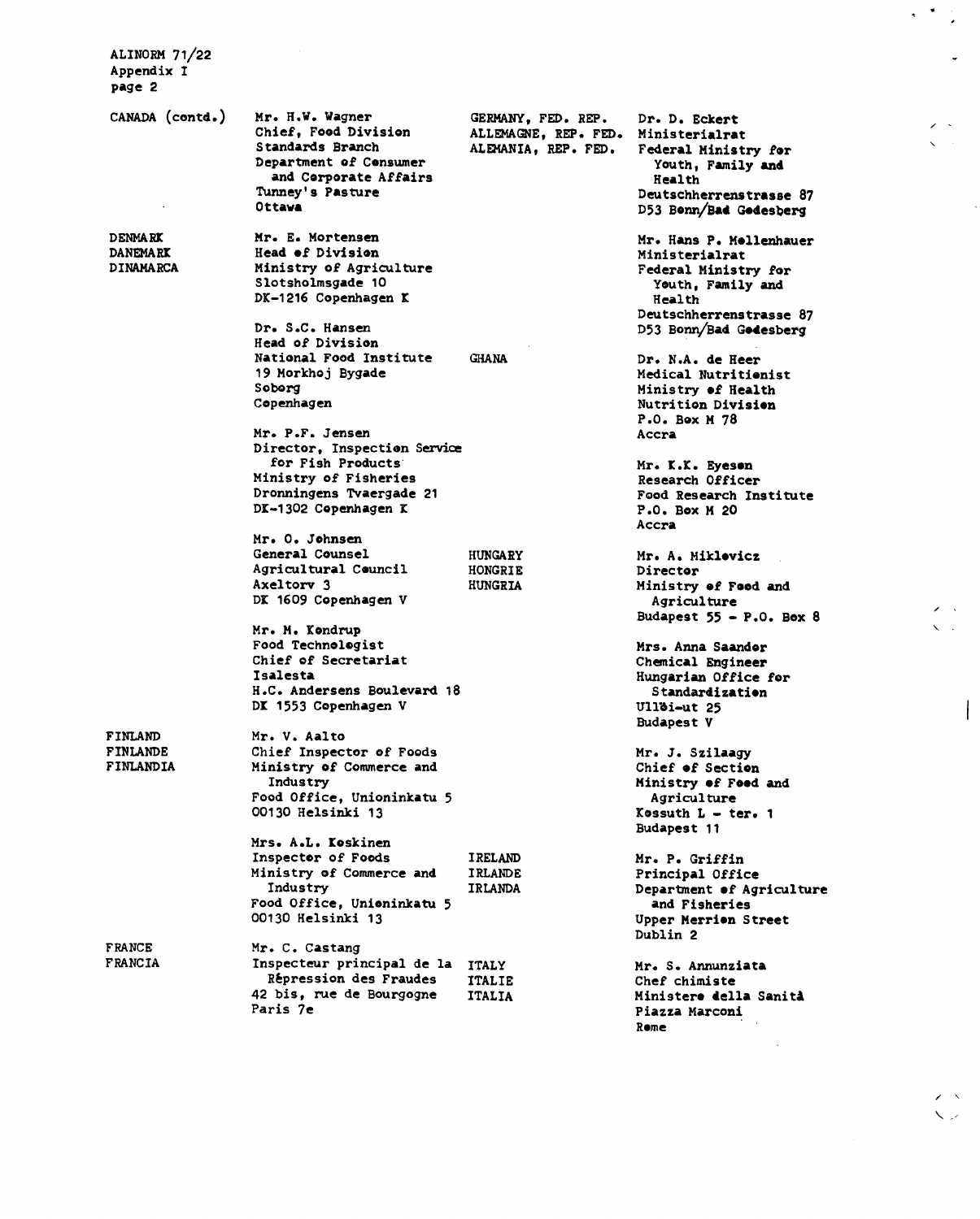ALINORM 71/22
Appendix I

**CANADA (contd.)**

Mr. H.W. Wagner
Chief, Food Division
Standards Branch
Department of Consumer and Corporate Affairs
Tunney's Pasture
Ottawa

**DENMARK**
**DANEMARK**
**DINAMARCA**

Mr. E. Mortensen
Head of Division
Ministry of Agriculture
Slotsholmsgade 10
DK-1216 Copenhagen K

Dr. S.C. Hansen
Head of Division
National Food Institute
19 Morkhoj Bygade
Soborg
Copenhagen

Mr. P.F. Jensen
Director, Inspection Service for Fish Products
Ministry of Fisheries
Dronningens Tvaergade 21
DK-1302 Copenhagen K

Mr. O. Johnsen
General Counsel
Agricultural Council
Axeltorv 3
DK 1609 Copenhagen V

Mr. M. Kondrup
Food Technologist
Chief of Secretariat
Isalesta
H.C. Andersens Boulevard 18
DK 1553 Copenhagen V

**FINLAND**
**FINLANDE**
**FINLANDIA**

Mr. V. Aalto
Chief Inspector of Foods
Ministry of Commerce and Industry
Food Office, Unioninkatu 5
00130 Helsinki 13

Mrs. A.L. Koskinen
Inspector of Foods
Ministry of Commerce and Industry
Food Office, Unioninkatu 5
00130 Helsinki 13

**FRANCE**
**FRANCIA**

Mr. C. Castang
Inspecteur principal de la Répression des Fraudes
42 bis, rue de Bourgogne
Paris 7e

**GERMANY, FED. REP.**
**ALLEMAGNE, REP. FED.**
**ALEMANIA, REP. FED.**

Dr. D. Eckert
Ministerialrat
Federal Ministry for Youth, Family and Health
Deutschherrenstrasse 87
D53 Bonn/Bad Godesberg

Mr. Hans P. Mellenhauer
Ministerialrat
Federal Ministry for Youth, Family and Health
Deutschherrenstrasse 87
D53 Bonn/Bad Godesberg

**GHANA**

Dr. N.A. de Heer
Medical Nutritionist
Ministry of Health
Nutrition Division
P.O. Box M 78
Accra

Mr. K.K. Eyeson
Research Officer
Food Research Institute
P.O. Box M 20
Accra

**HUNGARY**
**HONGRIE**
**HUNGRIA**

Mr. A. Miklovicz
Director
Ministry of Food and Agriculture
Budapest 55 - P.O. Box 8

Mrs. Anna Saandor
Chemical Engineer
Hungarian Office for Standardization
Üllöi-ut 25
Budapest V

Mr. J. Szilaagy
Chief of Section
Ministry of Food and Agriculture
Kossuth L - ter. 1
Budapest 11

**IRELAND**
**IRLANDE**
**IRLANDA**

Mr. P. Griffin
Principal Office
Department of Agriculture and Fisheries
Upper Merrion Street
Dublin 2

**ITALY**
**ITALIE**
**ITALIA**

Mr. S. Annunziata
Chef chimiste
Ministero della Sanità
Piazza Marconi
Rome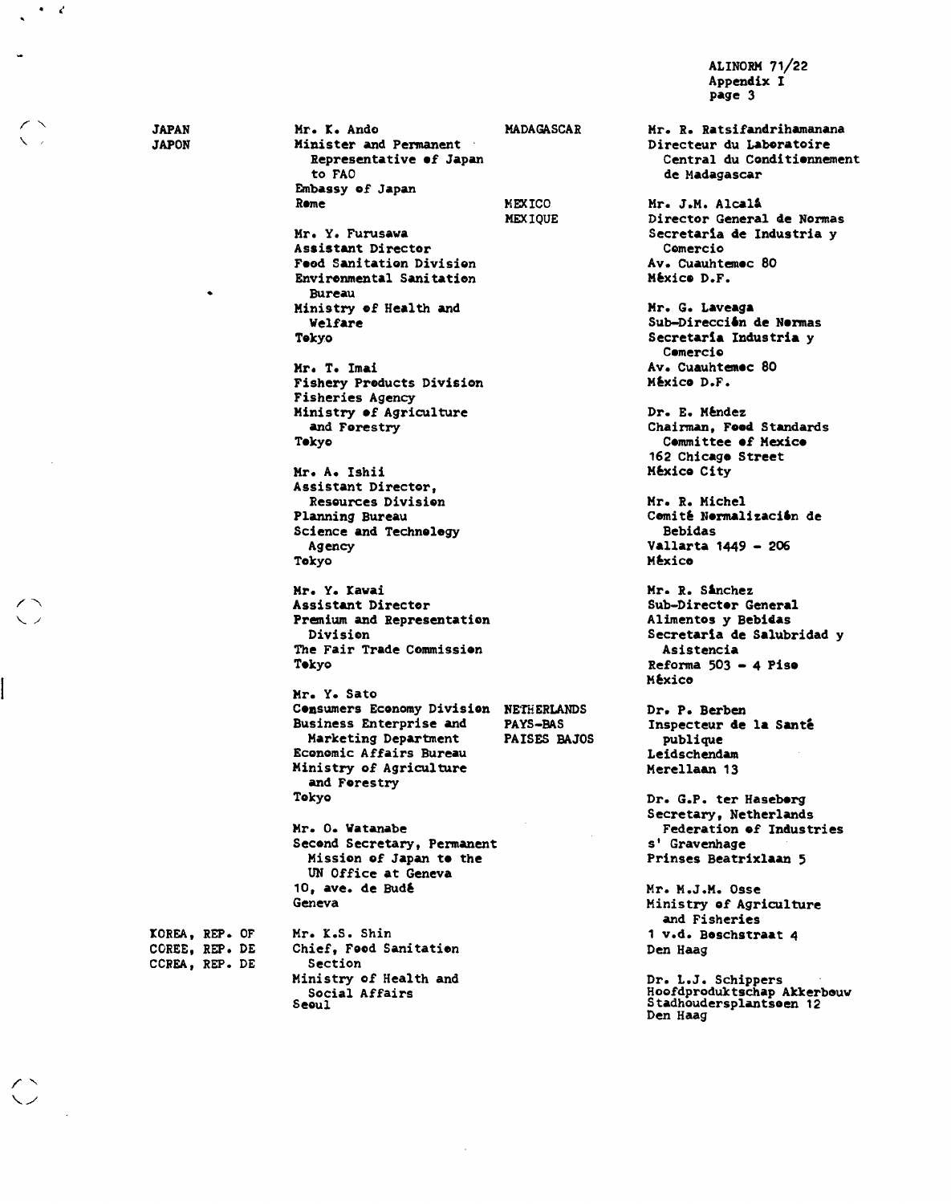JAPAN
JAPON

Mr. K. Ando
Minister and Permanent Representative of Japan to FAO
Embassy of Japan
Rome

Mr. Y. Furusawa
Assistant Director
Food Sanitation Division
Environmental Sanitation Bureau
Ministry of Health and Welfare
Tokyo

Mr. T. Imai
Fishery Products Division
Fisheries Agency
Ministry of Agriculture and Forestry
Tokyo

Mr. A. Ishii
Assistant Director,
Resources Division
Planning Bureau
Science and Technology Agency
Tokyo

Mr. Y. Kawai
Assistant Director
Premium and Representation Division
The Fair Trade Commission
Tokyo

Mr. Y. Sato
Consumers Economy Division
Business Enterprise and Marketing Department
Economic Affairs Bureau
Ministry of Agriculture and Forestry
Tokyo

Mr. O. Watanabe
Second Secretary, Permanent Mission of Japan to the UN Office at Geneva
10, ave. de Budé
Geneva

KOREA, REP. OF
COREE, REP. DE
COREA, REP. DE

Mr. K.S. Shin
Chief, Food Sanitation Section
Ministry of Health and Social Affairs
Seoul

MADAGASCAR

Mr. R. Ratsifandrihamanana
Directeur du Laboratoire Central du Conditionnement de Madagascar

MEXICO
MEXIQUE

Mr. J.M. Alcalá
Director General de Normas
Secretaría de Industria y Comercio
Av. Cuauhtemoc 80
México D.F.

Mr. G. Laveaga
Sub-Dirección de Normas
Secretaría Industria y Comercio
Av. Cuauhtemoc 80
México D.F.

Dr. E. Méndez
Chairman, Food Standards Committee of Mexico
162 Chicago Street
México City

Mr. R. Michel
Comité Normalización de Bebidas
Vallarta 1449 - 206
México

Mr. R. Sánchez
Sub-Director General
Alimentos y Bebidas
Secretaría de Salubridad y Asistencia
Reforma 503 - 4 Piso
México

NETHERLANDS
PAYS-BAS
PAISES BAJOS

Dr. P. Berben
Inspecteur de la Santé publique
Leidschendam
Merellaan 13

Dr. G.P. ter Haseborg
Secretary, Netherlands Federation of Industries
s' Gravenhage
Prinses Beatrixlaan 5

Mr. M.J.M. Osse
Ministry of Agriculture and Fisheries
1 v.d. Boschstraat 4
Den Haag

Dr. L.J. Schippers
Hoofdproduktschap Akkerbouw
Stadhoudersplantsoen 12
Den Haag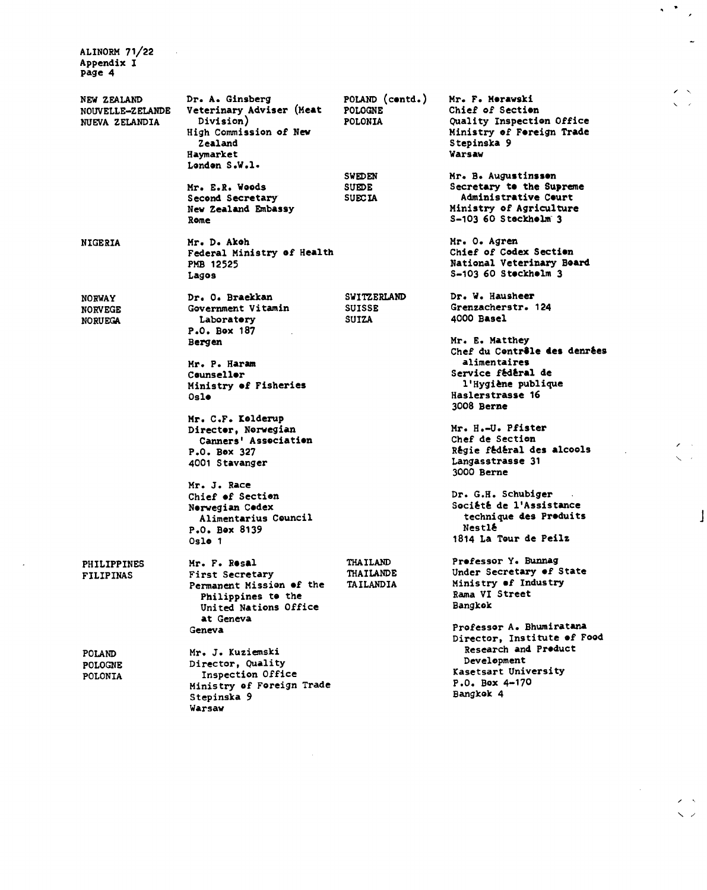NEW ZEALAND
NOUVELLE-ZELANDE
NUEVA ZELANDIA

Dr. A. Ginsberg
Veterinary Adviser (Meat Division)
High Commission of New Zealand
Haymarket
London S.W.1.

Mr. E.R. Woods
Second Secretary
New Zealand Embassy
Rome

NIGERIA

Mr. D. Akoh
Federal Ministry of Health
PMB 12525
Lagos

NORWAY
NORVEGE
NORUEGA

Dr. O. Braekkan
Government Vitamin Laboratory
P.O. Box 187
Bergen

Mr. P. Haram
Counsellor
Ministry of Fisheries
Oslo

Mr. C.F. Kelderup
Director, Norwegian Canners' Association
P.O. Box 327
4001 Stavanger

Mr. J. Race
Chief of Section
Norwegian Codex Alimentarius Council
P.O. Box 8139
Oslo 1

PHILIPPINES
FILIPINAS

Mr. F. Resal
First Secretary
Permanent Mission of the Philippines to the United Nations Office at Geneva
Geneva

POLAND
POLOGNE
POLONIA

Mr. J. Kuziemski
Director, Quality Inspection Office
Ministry of Foreign Trade
Stepinska 9
Warsaw

POLAND (contd.)
POLOGNE
POLONIA

Mr. F. Morawski
Chief of Section
Quality Inspection Office
Ministry of Foreign Trade
Stepinska 9
Warsaw

SWEDEN
SUEDE
SUECIA

Mr. B. Augustinsson
Secretary to the Supreme Administrative Court
Ministry of Agriculture
S-103 60 Stockholm 3

Mr. O. Agren
Chief of Codex Section
National Veterinary Board
S-103 60 Stockholm 3

SWITZERLAND
SUISSE
SUIZA

Dr. W. Hausheer
Grenzacherstr. 124
4000 Basel

Mr. E. Matthey
Chef du Contrôle des denrées alimentaires
Service fédéral de l'Hygiène publique
Haslerstrasse 16
3008 Berne

Mr. H.-U. Pfister
Chef de Section
Régie fédéral des alcools
Langasstrasse 31
3000 Berne

Dr. G.H. Schubiger
Société de l'Assistance technique des Produits Nestlé
1814 La Tour de Peilz

THAILAND
THAILANDE
TAILANDIA

Professor Y. Bunnag
Under Secretary of State
Ministry of Industry
Rama VI Street
Bangkok

Professor A. Bhumiratana
Director, Institute of Food Research and Product Development
Kasetsart University
P.O. Box 4-170
Bangkok 4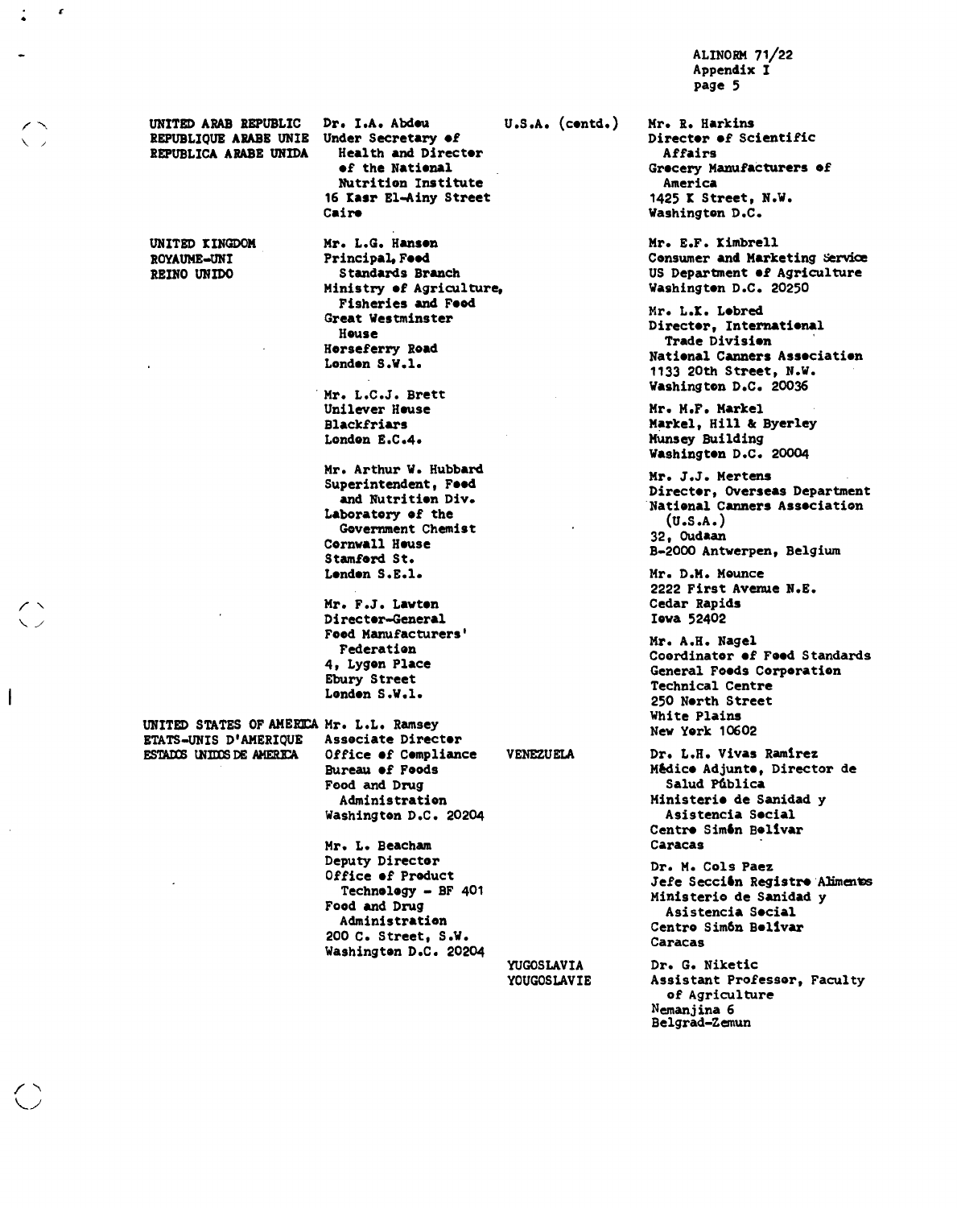**UNITED ARAB REPUBLIC**
**REPUBLIQUE ARABE UNIE**
**REPUBLICA ARABE UNIDA**

Dr. I.A. Abdou
Under Secretary of Health and Director of the National Nutrition Institute
16 Kasr El-Ainy Street
Cairo

**UNITED KINGDOM**
**ROYAUME-UNI**
**REINO UNIDO**

Mr. L.G. Hanson
Principal, Food Standards Branch
Ministry of Agriculture, Fisheries and Food
Great Westminster House
Horseferry Road
London S.W.1.

Mr. L.C.J. Brett
Unilever House
Blackfriars
London E.C.4.

Mr. Arthur W. Hubbard
Superintendent, Food and Nutrition Div.
Laboratory of the Government Chemist
Cornwall House
Stamford St.
London S.E.1.

Mr. F.J. Lawton
Director-General
Food Manufacturers' Federation
4, Lygon Place
Ebury Street
London S.W.1.

**UNITED STATES OF AMERICA**
**ETATS-UNIS D'AMERIQUE**
**ESTADOS UNIDOS DE AMERICA**

Mr. L.L. Ramsey
Associate Director
Office of Compliance
Bureau of Foods
Food and Drug Administration
Washington D.C. 20204

Mr. L. Beacham
Deputy Director
Office of Product Technology - BF 401
Food and Drug Administration
200 C. Street, S.W.
Washington D.C. 20204

**U.S.A. (contd.)**

Mr. R. Harkins
Director of Scientific Affairs
Grocery Manufacturers of America
1425 K Street, N.W.
Washington D.C.

Mr. E.F. Kimbrell
Consumer and Marketing Service
US Department of Agriculture
Washington D.C. 20250

Mr. L.K. Lobred
Director, International Trade Division
National Canners Association
1133 20th Street, N.W.
Washington D.C. 20036

Mr. M.F. Markel
Markel, Hill & Byerley
Munsey Building
Washington D.C. 20004

Mr. J.J. Mertens
Director, Overseas Department
National Canners Association (U.S.A.)
32, Oudaan
B-2000 Antwerpen, Belgium

Mr. D.M. Mounce
2222 First Avenue N.E.
Cedar Rapids
Iowa 52402

Mr. A.H. Nagel
Coordinator of Food Standards
General Foods Corporation
Technical Centre
250 North Street
White Plains
New York 10602

**VENEZUELA**

Dr. L.H. Vivas Ramirez
Médico Adjunto, Director de Salud Pública
Ministerio de Sanidad y Asistencia Social
Centro Simón Bolivar
Caracas

Dr. M. Cols Paez
Jefe Sección Registro Alimentos
Ministerio de Sanidad y Asistencia Social
Centro Simón Bolivar
Caracas

**YUGOSLAVIA**
**YOUGOSLAVIE**

Dr. G. Niketic
Assistant Professor, Faculty of Agriculture
Nemanjina 6
Belgrad-Zemun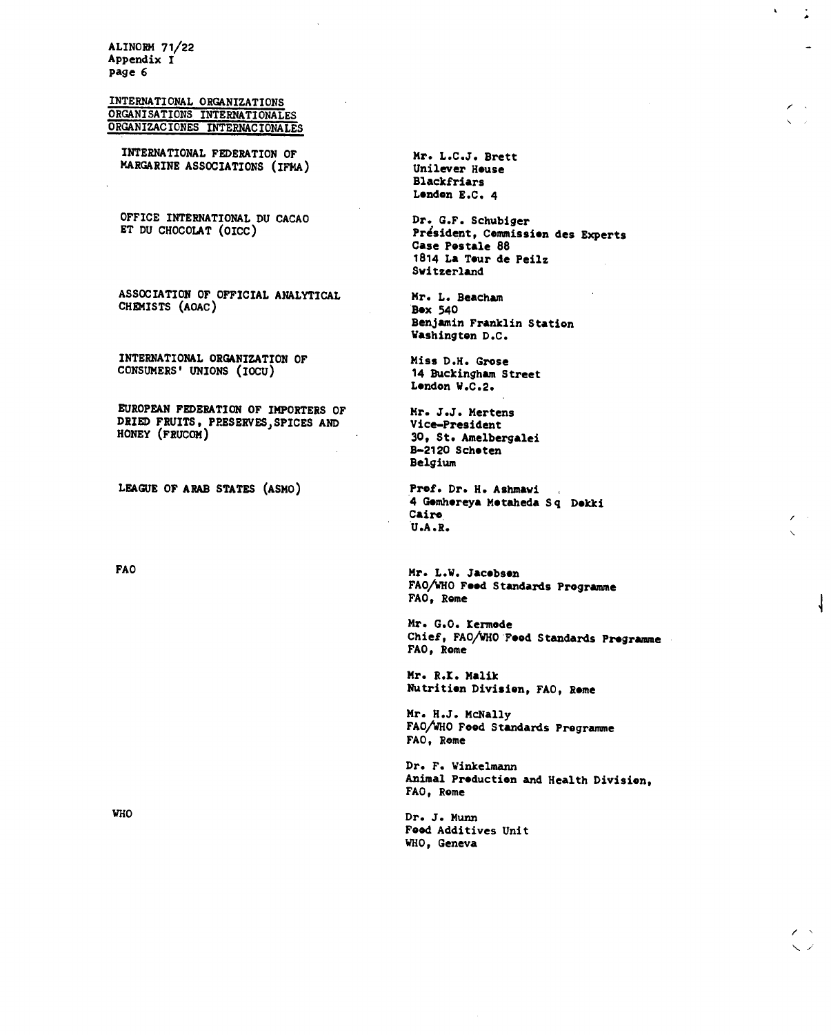INTERNATIONAL ORGANIZATIONS
ORGANISATIONS INTERNATIONALES
ORGANIZACIONES INTERNACIONALES

| | |
|---|---|
| INTERNATIONAL FEDERATION OF MARGARINE ASSOCIATIONS (IFMA) | Mr. L.C.J. Brett<br>Unilever House<br>Blackfriars<br>London E.C. 4 |
| OFFICE INTERNATIONAL DU CACAO ET DU CHOCOLAT (OICC) | Dr. G.F. Schubiger<br>Président, Commission des Experts<br>Case Postale 88<br>1814 La Tour de Peilz<br>Switzerland |
| ASSOCIATION OF OFFICIAL ANALYTICAL CHEMISTS (AOAC) | Mr. L. Beacham<br>Box 540<br>Benjamin Franklin Station<br>Washington D.C. |
| INTERNATIONAL ORGANIZATION OF CONSUMERS' UNIONS (IOCU) | Miss D.H. Grose<br>14 Buckingham Street<br>London W.C.2. |
| EUROPEAN FEDERATION OF IMPORTERS OF DRIED FRUITS, PRESERVES, SPICES AND HONEY (FRUCOM) | Mr. J.J. Mertens<br>Vice-President<br>30, St. Amelbergalei<br>B-2120 Schoten<br>Belgium |
| LEAGUE OF ARAB STATES (ASMO) | Prof. Dr. H. Ashmawi<br>4 Gomhoreya Motaheda Sq Dokki<br>Cairo<br>U.A.R. |
| FAO | Mr. L.W. Jacobsen<br>FAO/WHO Food Standards Programme<br>FAO, Rome |
| | Mr. G.O. Kermode<br>Chief, FAO/WHO Food Standards Programme<br>FAO, Rome |
| | Mr. R.K. Malik<br>Nutrition Division, FAO, Rome |
| | Mr. H.J. McNally<br>FAO/WHO Food Standards Programme<br>FAO, Rome |
| | Dr. F. Winkelmann<br>Animal Production and Health Division,<br>FAO, Rome |
| WHO | Dr. J. Munn<br>Food Additives Unit<br>WHO, Geneva |